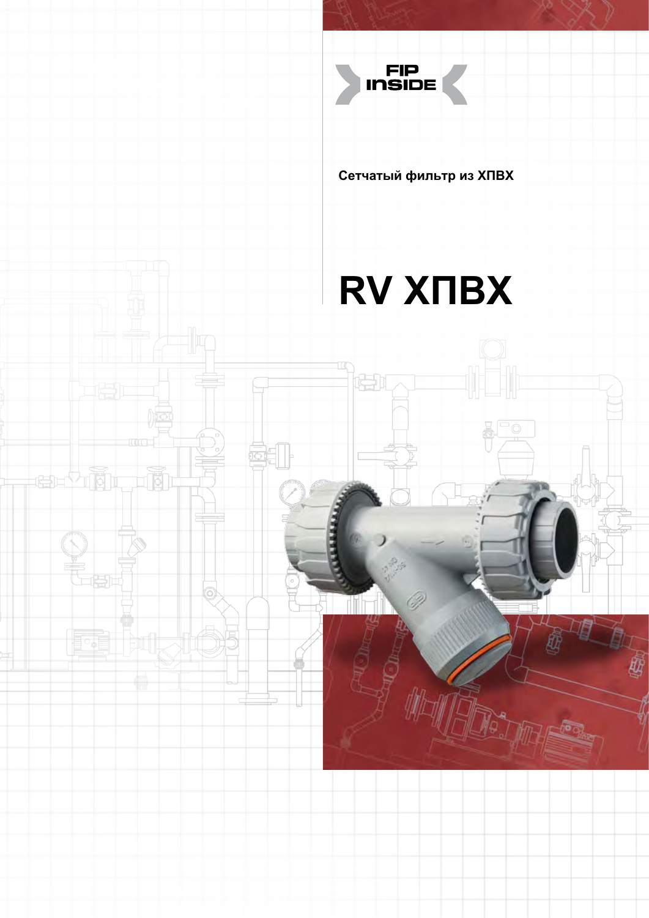FIP INSIDE

Сетчатый фильтр из ХПВХ

# RV ХПВХ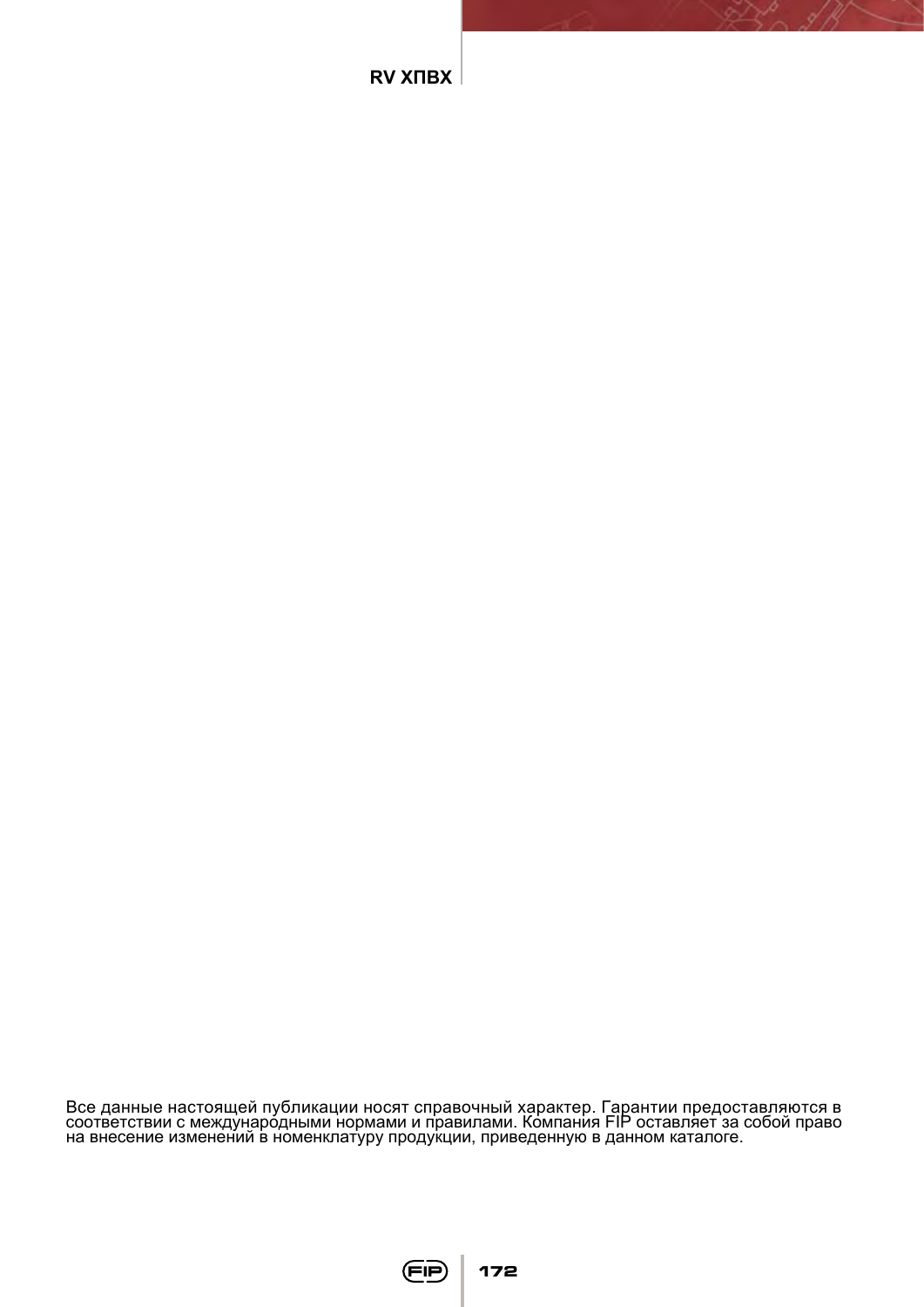Все данные настоящей публикации носят справочный характер. Гарантии предоставляются в соответствии с международными нормами и правилами. Компания FIP оставляет за собой право на внесение изменений в номенклатуру продукции, приведенную в данном каталоге.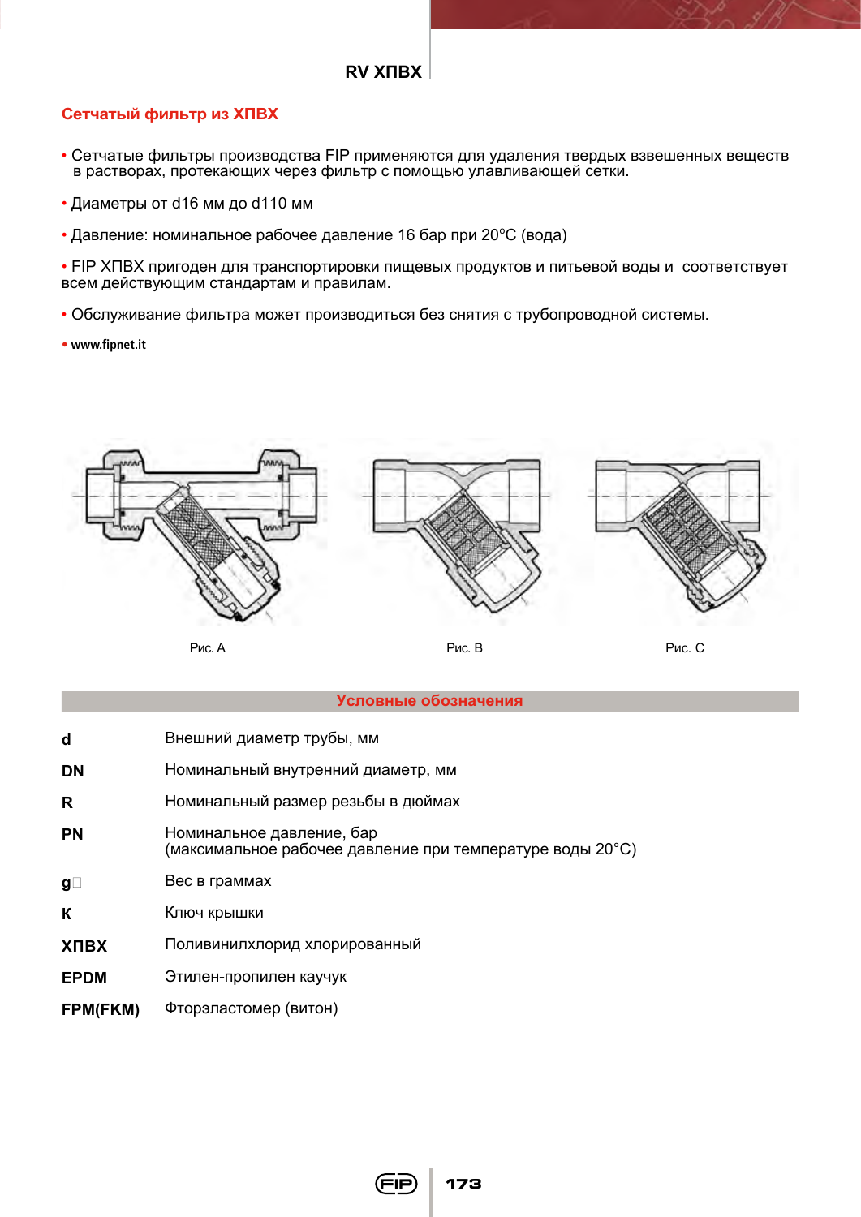## RV ХПВХ

### Сетчатый фильтр из ХПВХ

- Сетчатые фильтры производства FIP применяются для удаления твердых взвешенных веществ в растворах, протекающих через фильтр с помощью улавливающей сетки.
- Диаметры от d16 мм до d110 мм
- Давление: номинальное рабочее давление 16 бар при 20°С (вода)
- FIP ХПВХ пригоден для транспортировки пищевых продуктов и питьевой воды и соответствует всем действующим стандартам и правилам.
- Обслуживание фильтра может производиться без снятия с трубопроводной системы.
- www.fipnet.it

Рис. A

Рис. B

Рис. C

### Условные обозначения

| | |
|---|---|
| **d** | Внешний диаметр трубы, мм |
| **DN** | Номинальный внутренний диаметр, мм |
| **R** | Номинальный размер резьбы в дюймах |
| **PN** | Номинальное давление, бар (максимальное рабочее давление при температуре воды 20°C) |
| **g** | Вес в граммах |
| **K** | Ключ крышки |
| **ХПВХ** | Поливинилхлорид хлорированный |
| **EPDM** | Этилен-пропилен каучук |
| **FPM(FKM)** | Фторэластомер (витон) |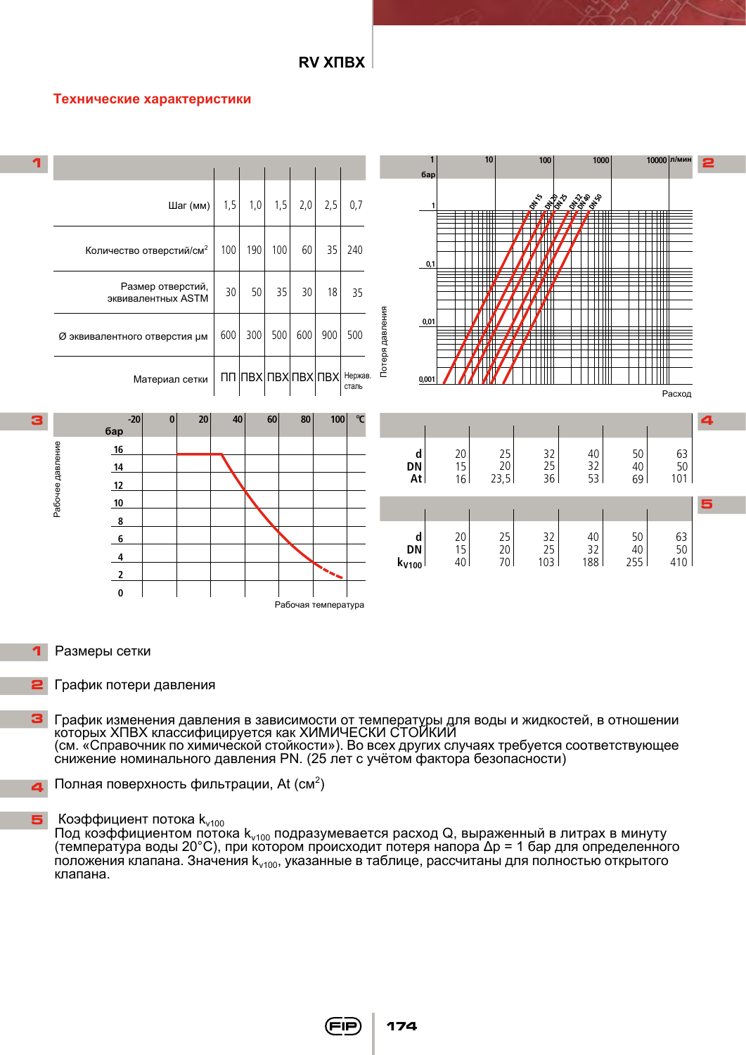# RV ХПВХ

## Технические характеристики

**1**

| Шаг (мм) | 1,5 | 1,0 | 1,5 | 2,0 | 2,5 | 0,7 |
|---|---|---|---|---|---|---|
| Количество отверстий/см² | 100 | 190 | 100 | 60 | 35 | 240 |
| Размер отверстий, эквивалентных ASTM | 30 | 50 | 35 | 30 | 18 | 35 |
| Ø эквивалентного отверстия µм | 600 | 300 | 500 | 600 | 900 | 500 |
| Материал сетки | ПП | ПВХ | ПВХ | ПВХ | ПВХ | Нержав. сталь |

**2**

Потеря давления (бар): 1; 0,1; 0,01; 0,001

Расход (л/мин): 1; 10; 100; 1000; 10000

DN 15, DN 20, DN 25, DN 32, DN 40, DN 50

**3**

Рабочее давление (бар): 16, 14, 12, 10, 8, 6, 4, 2, 0

Рабочая температура (°C): -20, 0, 20, 40, 60, 80, 100

**4**

| d | 20 | 25 | 32 | 40 | 50 | 63 |
|---|---|---|---|---|---|---|
| DN | 15 | 20 | 25 | 32 | 40 | 50 |
| At | 16 | 23,5 | 36 | 53 | 69 | 101 |

**5**

| d | 20 | 25 | 32 | 40 | 50 | 63 |
|---|---|---|---|---|---|---|
| DN | 15 | 20 | 25 | 32 | 40 | 50 |
| $k_{v100}$ | 40 | 70 | 103 | 188 | 255 | 410 |

**1** Размеры сетки

**2** График потери давления

**3** График изменения давления в зависимости от температуры для воды и жидкостей, в отношении которых ХПВХ классифицируется как ХИМИЧЕСКИ СТОЙКИЙ (см. «Справочник по химической стойкости»). Во всех других случаях требуется соответствующее снижение номинального давления PN. (25 лет с учётом фактора безопасности)

**4** Полная поверхность фильтрации, At (см²)

**5** Коэффициент потока $k_{v100}$
Под коэффициентом потока $k_{v100}$ подразумевается расход Q, выраженный в литрах в минуту (температура воды 20°C), при котором происходит потеря напора Δp = 1 бар для определенного положения клапана. Значения $k_{v100}$, указанные в таблице, рассчитаны для полностью открытого клапана.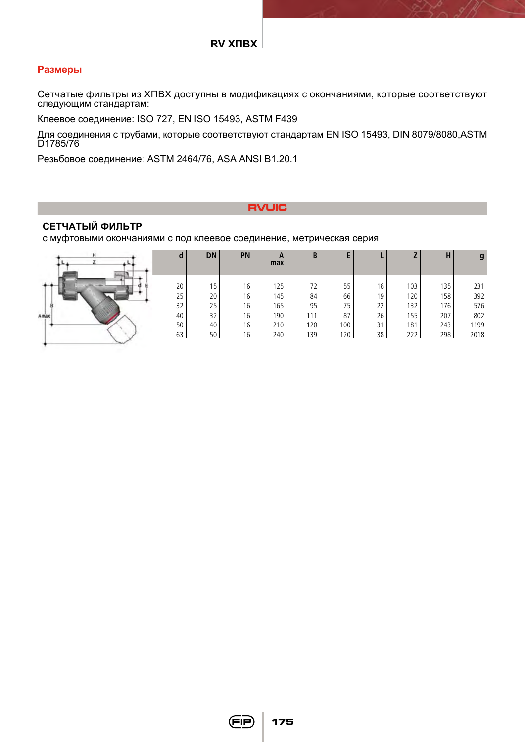## Размеры

Сетчатые фильтры из ХПВХ доступны в модификациях с окончаниями, которые соответствуют следующим стандартам:

Клеевое соединение: ISO 727, EN ISO 15493, ASTM F439

Для соединения с трубами, которые соответствуют стандартам EN ISO 15493, DIN 8079/8080,ASTM D1785/76

Резьбовое соединение: ASTM 2464/76, ASA ANSI B1.20.1

## RVUIC

### СЕТЧАТЫЙ ФИЛЬТР

с муфтовыми окончаниями с под клеевое соединение, метрическая серия

| d | DN | PN | A max | B | E | L | Z | H | g |
|---|---|---|---|---|---|---|---|---|---|
| 20 | 15 | 16 | 125 | 72 | 55 | 16 | 103 | 135 | 231 |
| 25 | 20 | 16 | 145 | 84 | 66 | 19 | 120 | 158 | 392 |
| 32 | 25 | 16 | 165 | 95 | 75 | 22 | 132 | 176 | 576 |
| 40 | 32 | 16 | 190 | 111 | 87 | 26 | 155 | 207 | 802 |
| 50 | 40 | 16 | 210 | 120 | 100 | 31 | 181 | 243 | 1199 |
| 63 | 50 | 16 | 240 | 139 | 120 | 38 | 222 | 298 | 2018 |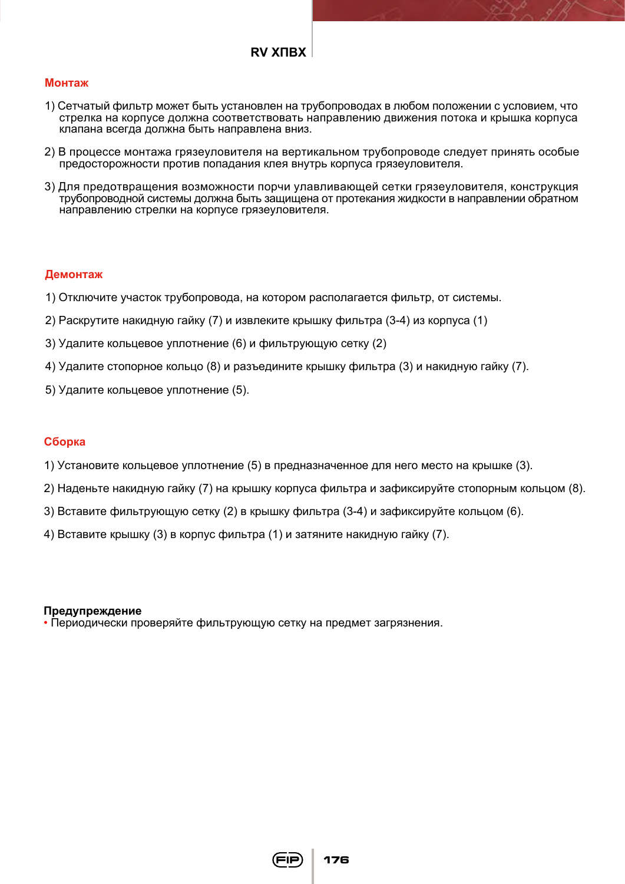## Монтаж

1) Сетчатый фильтр может быть установлен на трубопроводах в любом положении с условием, что стрелка на корпусе должна соответствовать направлению движения потока и крышка корпуса клапана всегда должна быть направлена вниз.

2) В процессе монтажа грязеуловителя на вертикальном трубопроводе следует принять особые предосторожности против попадания клея внутрь корпуса грязеуловителя.

3) Для предотвращения возможности порчи улавливающей сетки грязеуловителя, конструкция трубопроводной системы должна быть защищена от протекания жидкости в направлении обратном направлению стрелки на корпусе грязеуловителя.

## Демонтаж

1) Отключите участок трубопровода, на котором располагается фильтр, от системы.

2) Раскрутите накидную гайку (7) и извлеките крышку фильтра (3-4) из корпуса (1)

3) Удалите кольцевое уплотнение (6) и фильтрующую сетку (2)

4) Удалите стопорное кольцо (8) и разъедините крышку фильтра (3) и накидную гайку (7).

5) Удалите кольцевое уплотнение (5).

## Сборка

1) Установите кольцевое уплотнение (5) в предназначенное для него место на крышке (3).

2) Наденьте накидную гайку (7) на крышку корпуса фильтра и зафиксируйте стопорным кольцом (8).

3) Вставите фильтрующую сетку (2) в крышку фильтра (3-4) и зафиксируйте кольцом (6).

4) Вставите крышку (3) в корпус фильтра (1) и затяните накидную гайку (7).

**Предупреждение**
• Периодически проверяйте фильтрующую сетку на предмет загрязнения.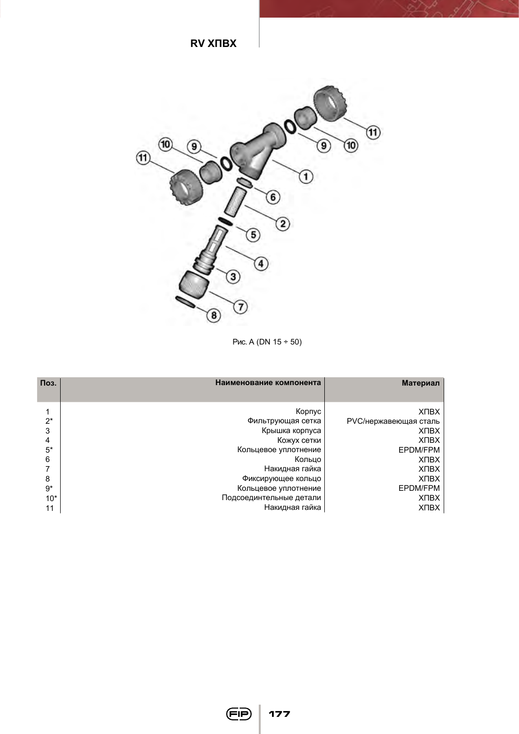## RV ХПВХ

Рис. А (DN 15 ÷ 50)

| Поз. | Наименование компонента | Материал |
| --- | --- | --- |
| 1 | Корпус | ХПВХ |
| 2* | Фильтрующая сетка | PVC/нержавеющая сталь |
| 3 | Крышка корпуса | ХПВХ |
| 4 | Кожух сетки | ХПВХ |
| 5* | Кольцевое уплотнение | EPDM/FPM |
| 6 | Кольцо | ХПВХ |
| 7 | Накидная гайка | ХПВХ |
| 8 | Фиксирующее кольцо | ХПВХ |
| 9* | Кольцевое уплотнение | EPDM/FPM |
| 10* | Подсоединительные детали | ХПВХ |
| 11 | Накидная гайка | ХПВХ |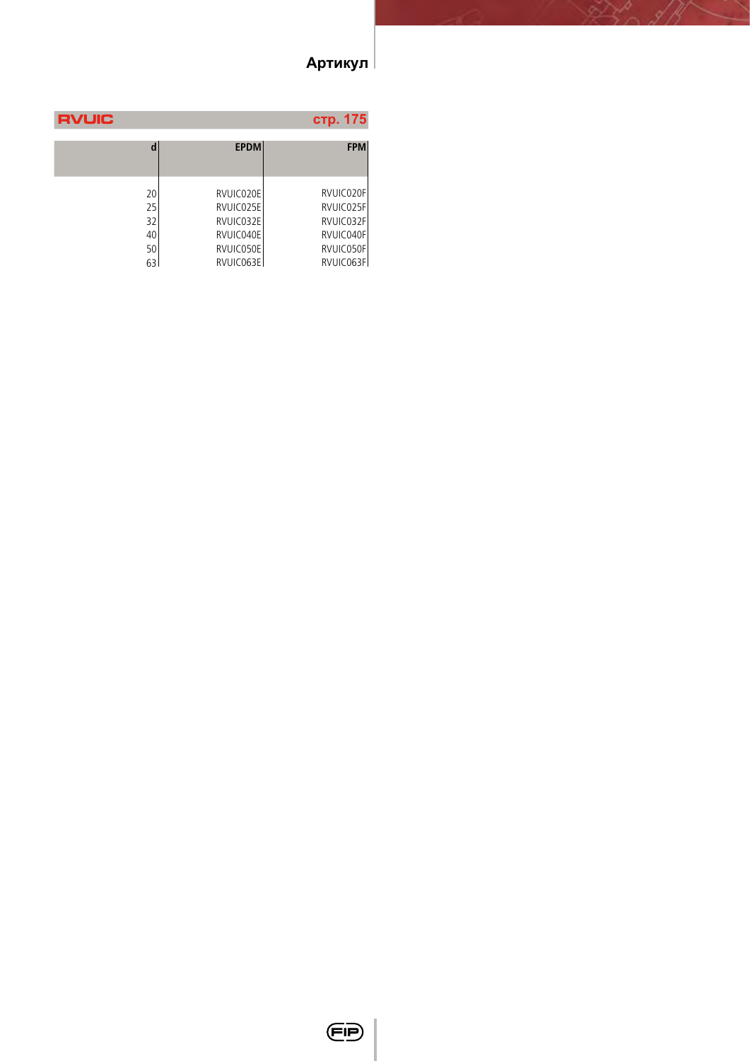## Артикул

**RVUIC** стр. 175

| d | EPDM | FPM |
|---|---|---|
| 20 | RVUIC020E | RVUIC020F |
| 25 | RVUIC025E | RVUIC025F |
| 32 | RVUIC032E | RVUIC032F |
| 40 | RVUIC040E | RVUIC040F |
| 50 | RVUIC050E | RVUIC050F |
| 63 | RVUIC063E | RVUIC063F |